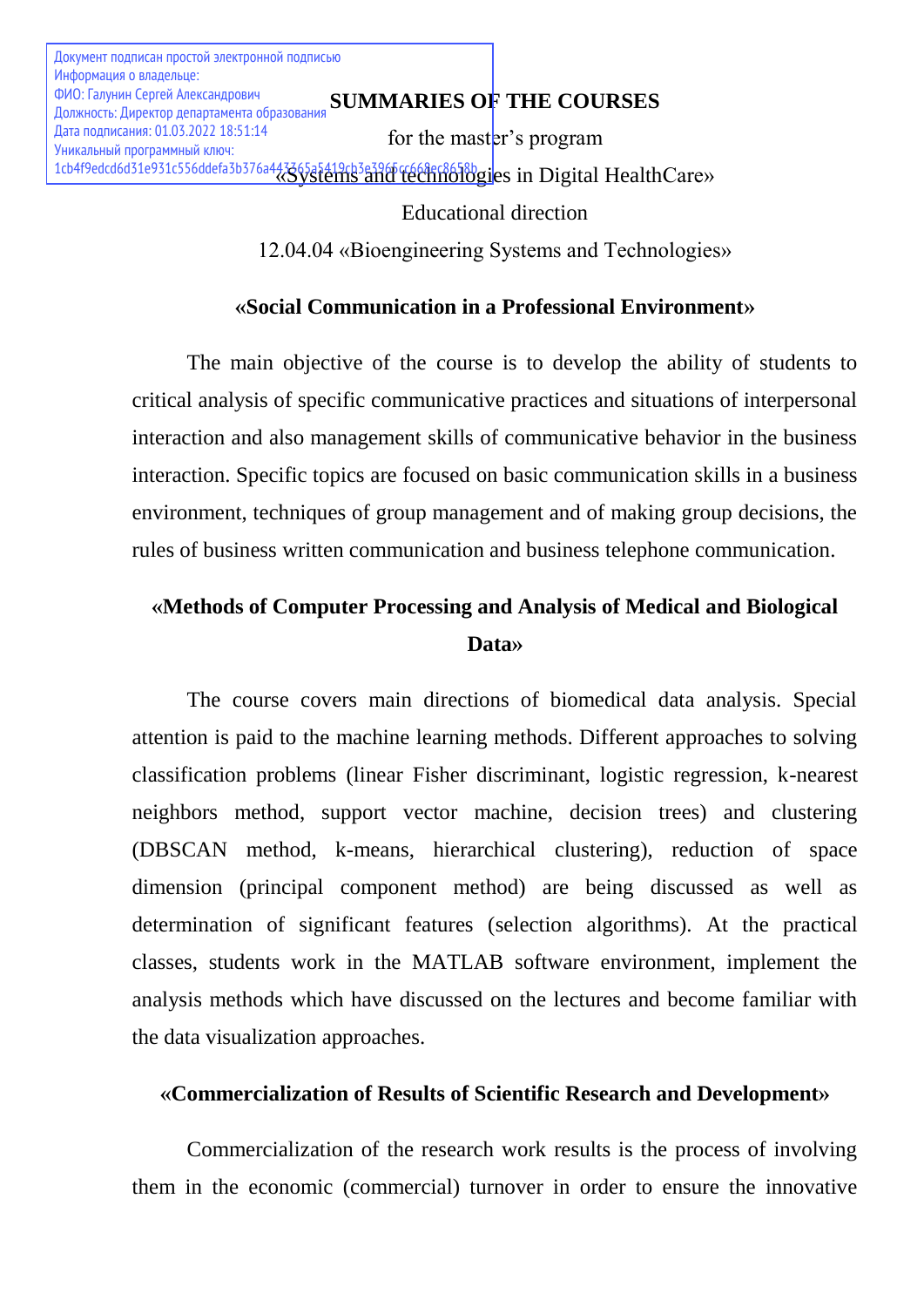Документ подписан простой электронной подписью
Информация о владельце:
ФИО: Галунин Сергей Александрович
Должность: Директор департамента образования
Дата подписания: 01.03.2022 18:51:14
Уникальный программный ключ:
1cb4f9edcd6d31e931c556ddefa3b376a443365a5419cb3e396fcc668ec8658b

# SUMMARIES OF THE COURSES

for the master's program

«Systems and technologies in Digital HealthCare»

Educational direction

12.04.04 «Bioengineering Systems and Technologies»

## «Social Communication in a Professional Environment»

The main objective of the course is to develop the ability of students to critical analysis of specific communicative practices and situations of interpersonal interaction and also management skills of communicative behavior in the business interaction. Specific topics are focused on basic communication skills in a business environment, techniques of group management and of making group decisions, the rules of business written communication and business telephone communication.

## «Methods of Computer Processing and Analysis of Medical and Biological Data»

The course covers main directions of biomedical data analysis. Special attention is paid to the machine learning methods. Different approaches to solving classification problems (linear Fisher discriminant, logistic regression, k-nearest neighbors method, support vector machine, decision trees) and clustering (DBSCAN method, k-means, hierarchical clustering), reduction of space dimension (principal component method) are being discussed as well as determination of significant features (selection algorithms). At the practical classes, students work in the MATLAB software environment, implement the analysis methods which have discussed on the lectures and become familiar with the data visualization approaches.

## «Commercialization of Results of Scientific Research and Development»

Commercialization of the research work results is the process of involving them in the economic (commercial) turnover in order to ensure the innovative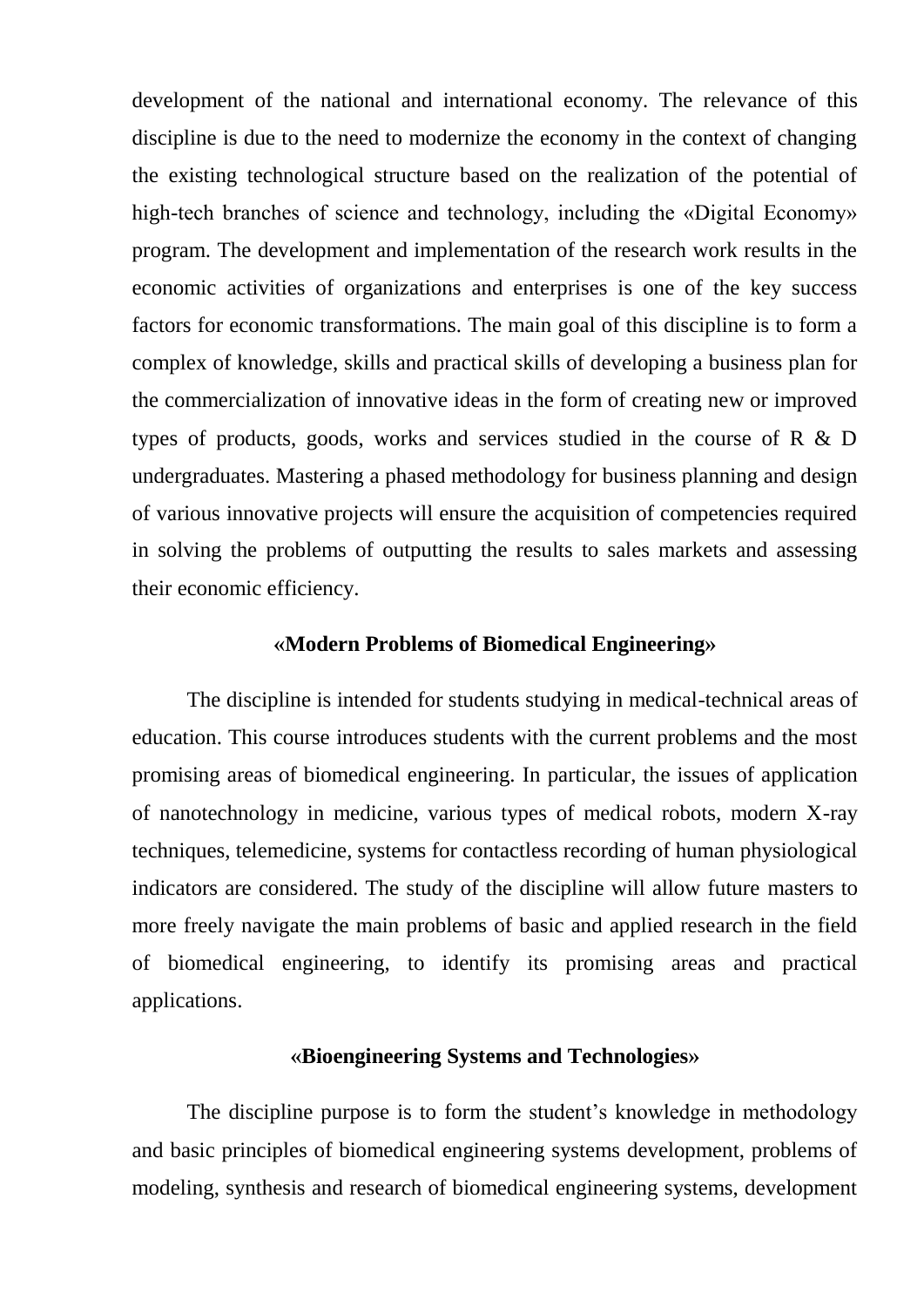development of the national and international economy. The relevance of this discipline is due to the need to modernize the economy in the context of changing the existing technological structure based on the realization of the potential of high-tech branches of science and technology, including the «Digital Economy» program. The development and implementation of the research work results in the economic activities of organizations and enterprises is one of the key success factors for economic transformations. The main goal of this discipline is to form a complex of knowledge, skills and practical skills of developing a business plan for the commercialization of innovative ideas in the form of creating new or improved types of products, goods, works and services studied in the course of R & D undergraduates. Mastering a phased methodology for business planning and design of various innovative projects will ensure the acquisition of competencies required in solving the problems of outputting the results to sales markets and assessing their economic efficiency.

### «Modern Problems of Biomedical Engineering»

The discipline is intended for students studying in medical-technical areas of education. This course introduces students with the current problems and the most promising areas of biomedical engineering. In particular, the issues of application of nanotechnology in medicine, various types of medical robots, modern X-ray techniques, telemedicine, systems for contactless recording of human physiological indicators are considered. The study of the discipline will allow future masters to more freely navigate the main problems of basic and applied research in the field of biomedical engineering, to identify its promising areas and practical applications.

### «Bioengineering Systems and Technologies»

The discipline purpose is to form the student's knowledge in methodology and basic principles of biomedical engineering systems development, problems of modeling, synthesis and research of biomedical engineering systems, development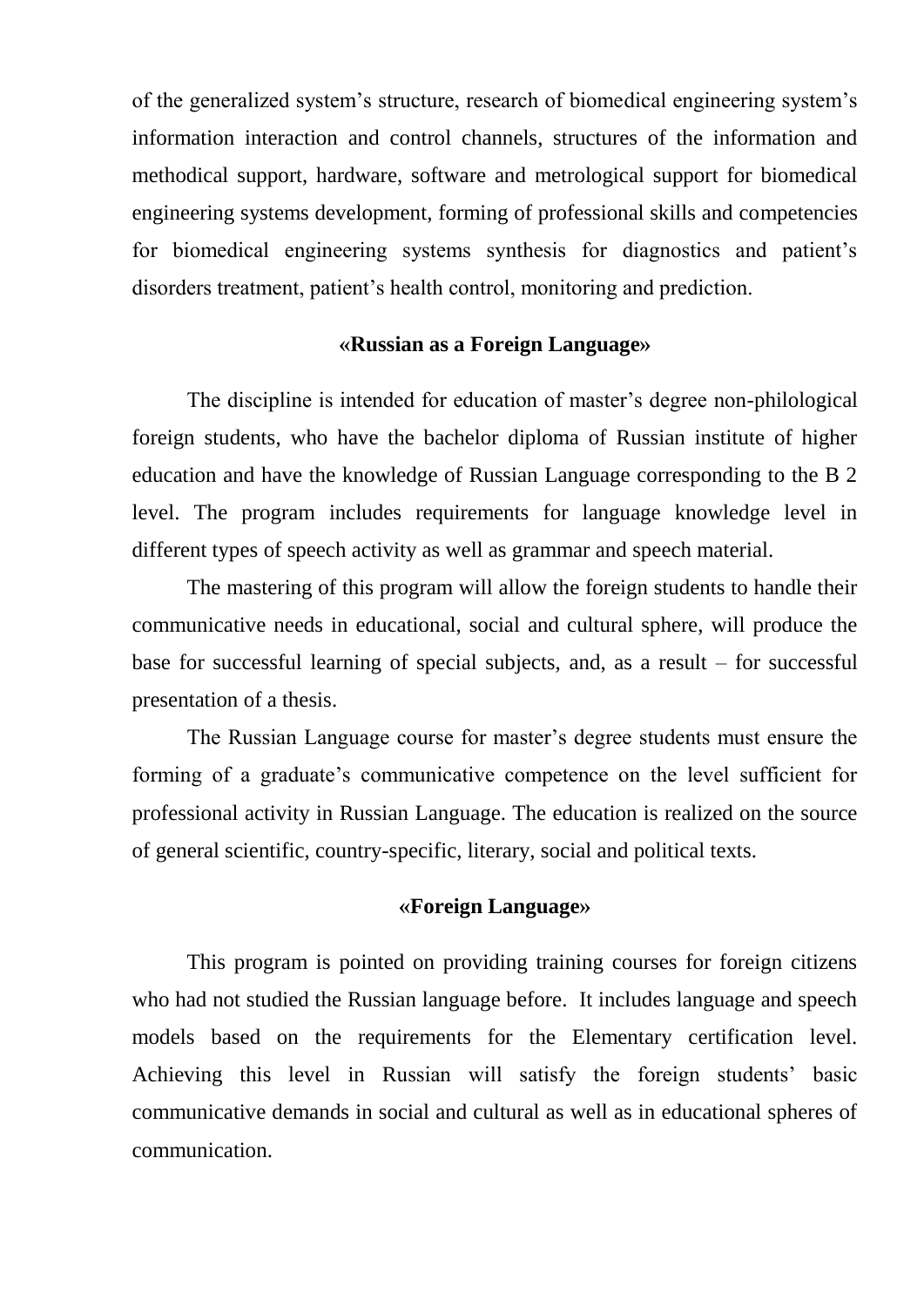of the generalized system's structure, research of biomedical engineering system's information interaction and control channels, structures of the information and methodical support, hardware, software and metrological support for biomedical engineering systems development, forming of professional skills and competencies for biomedical engineering systems synthesis for diagnostics and patient's disorders treatment, patient's health control, monitoring and prediction.

### «Russian as a Foreign Language»

The discipline is intended for education of master's degree non-philological foreign students, who have the bachelor diploma of Russian institute of higher education and have the knowledge of Russian Language corresponding to the B 2 level. The program includes requirements for language knowledge level in different types of speech activity as well as grammar and speech material.

The mastering of this program will allow the foreign students to handle their communicative needs in educational, social and cultural sphere, will produce the base for successful learning of special subjects, and, as a result – for successful presentation of a thesis.

The Russian Language course for master's degree students must ensure the forming of a graduate's communicative competence on the level sufficient for professional activity in Russian Language. The education is realized on the source of general scientific, country-specific, literary, social and political texts.

### «Foreign Language»

This program is pointed on providing training courses for foreign citizens who had not studied the Russian language before. It includes language and speech models based on the requirements for the Elementary certification level. Achieving this level in Russian will satisfy the foreign students' basic communicative demands in social and cultural as well as in educational spheres of communication.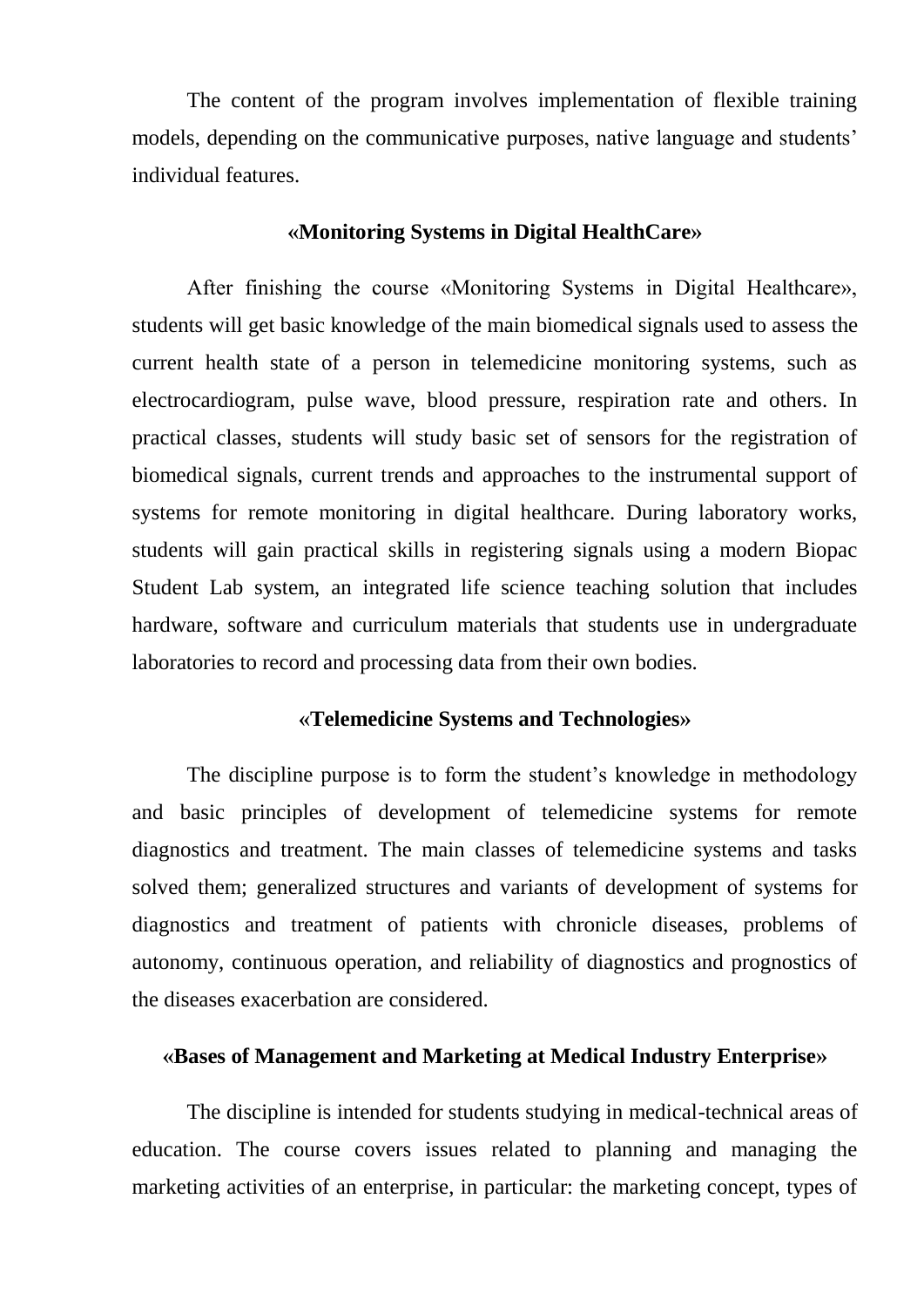The content of the program involves implementation of flexible training models, depending on the communicative purposes, native language and students' individual features.

### «Monitoring Systems in Digital HealthCare»

After finishing the course «Monitoring Systems in Digital Healthcare», students will get basic knowledge of the main biomedical signals used to assess the current health state of a person in telemedicine monitoring systems, such as electrocardiogram, pulse wave, blood pressure, respiration rate and others. In practical classes, students will study basic set of sensors for the registration of biomedical signals, current trends and approaches to the instrumental support of systems for remote monitoring in digital healthcare. During laboratory works, students will gain practical skills in registering signals using a modern Biopac Student Lab system, an integrated life science teaching solution that includes hardware, software and curriculum materials that students use in undergraduate laboratories to record and processing data from their own bodies.

### «Telemedicine Systems and Technologies»

The discipline purpose is to form the student's knowledge in methodology and basic principles of development of telemedicine systems for remote diagnostics and treatment. The main classes of telemedicine systems and tasks solved them; generalized structures and variants of development of systems for diagnostics and treatment of patients with chronicle diseases, problems of autonomy, continuous operation, and reliability of diagnostics and prognostics of the diseases exacerbation are considered.

### «Bases of Management and Marketing at Medical Industry Enterprise»

The discipline is intended for students studying in medical-technical areas of education. The course covers issues related to planning and managing the marketing activities of an enterprise, in particular: the marketing concept, types of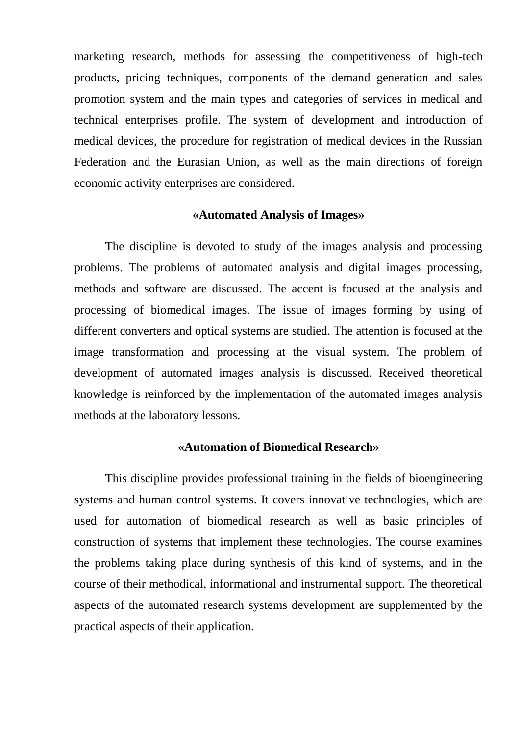marketing research, methods for assessing the competitiveness of high-tech products, pricing techniques, components of the demand generation and sales promotion system and the main types and categories of services in medical and technical enterprises profile. The system of development and introduction of medical devices, the procedure for registration of medical devices in the Russian Federation and the Eurasian Union, as well as the main directions of foreign economic activity enterprises are considered.

### «Automated Analysis of Images»

The discipline is devoted to study of the images analysis and processing problems. The problems of automated analysis and digital images processing, methods and software are discussed. The accent is focused at the analysis and processing of biomedical images. The issue of images forming by using of different converters and optical systems are studied. The attention is focused at the image transformation and processing at the visual system. The problem of development of automated images analysis is discussed. Received theoretical knowledge is reinforced by the implementation of the automated images analysis methods at the laboratory lessons.

### «Automation of Biomedical Research»

This discipline provides professional training in the fields of bioengineering systems and human control systems. It covers innovative technologies, which are used for automation of biomedical research as well as basic principles of construction of systems that implement these technologies. The course examines the problems taking place during synthesis of this kind of systems, and in the course of their methodical, informational and instrumental support. The theoretical aspects of the automated research systems development are supplemented by the practical aspects of their application.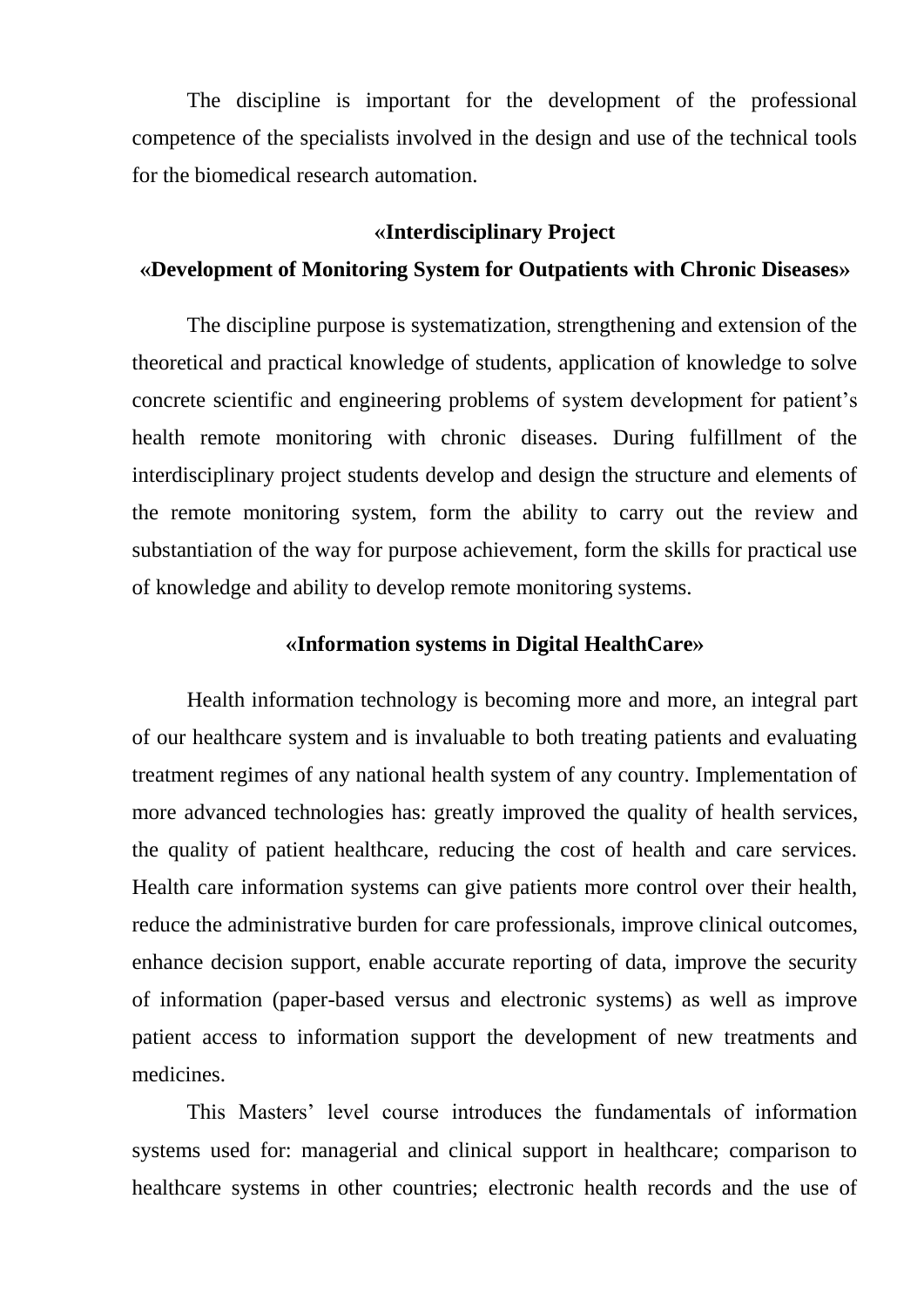The discipline is important for the development of the professional competence of the specialists involved in the design and use of the technical tools for the biomedical research automation.

## «Interdisciplinary Project «Development of Monitoring System for Outpatients with Chronic Diseases»

The discipline purpose is systematization, strengthening and extension of the theoretical and practical knowledge of students, application of knowledge to solve concrete scientific and engineering problems of system development for patient's health remote monitoring with chronic diseases. During fulfillment of the interdisciplinary project students develop and design the structure and elements of the remote monitoring system, form the ability to carry out the review and substantiation of the way for purpose achievement, form the skills for practical use of knowledge and ability to develop remote monitoring systems.

## «Information systems in Digital HealthCare»

Health information technology is becoming more and more, an integral part of our healthcare system and is invaluable to both treating patients and evaluating treatment regimes of any national health system of any country. Implementation of more advanced technologies has: greatly improved the quality of health services, the quality of patient healthcare, reducing the cost of health and care services. Health care information systems can give patients more control over their health, reduce the administrative burden for care professionals, improve clinical outcomes, enhance decision support, enable accurate reporting of data, improve the security of information (paper-based versus and electronic systems) as well as improve patient access to information support the development of new treatments and medicines.

This Masters' level course introduces the fundamentals of information systems used for: managerial and clinical support in healthcare; comparison to healthcare systems in other countries; electronic health records and the use of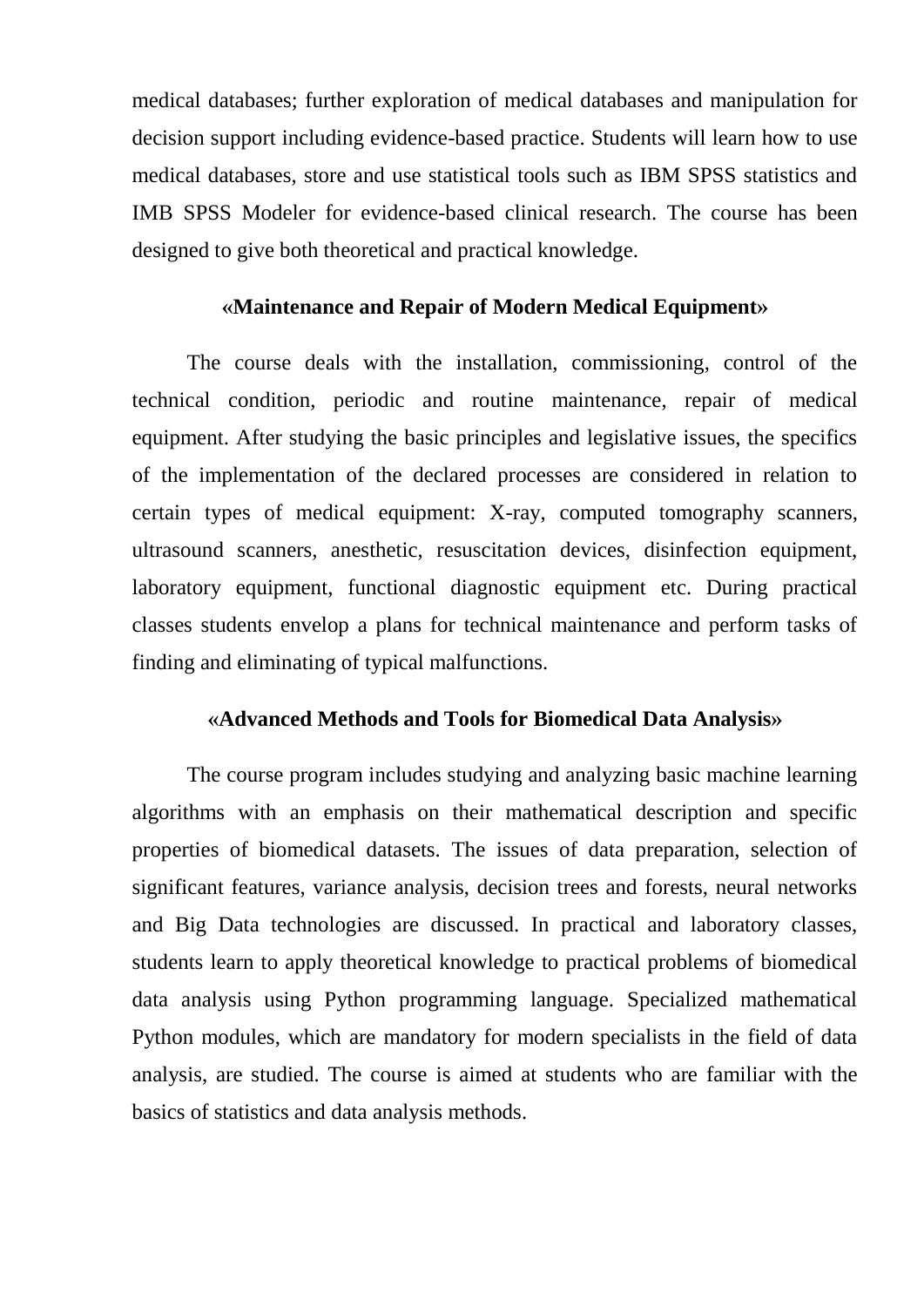medical databases; further exploration of medical databases and manipulation for decision support including evidence-based practice. Students will learn how to use medical databases, store and use statistical tools such as IBM SPSS statistics and IMB SPSS Modeler for evidence-based clinical research. The course has been designed to give both theoretical and practical knowledge.

### «Maintenance and Repair of Modern Medical Equipment»

The course deals with the installation, commissioning, control of the technical condition, periodic and routine maintenance, repair of medical equipment. After studying the basic principles and legislative issues, the specifics of the implementation of the declared processes are considered in relation to certain types of medical equipment: X-ray, computed tomography scanners, ultrasound scanners, anesthetic, resuscitation devices, disinfection equipment, laboratory equipment, functional diagnostic equipment etc. During practical classes students envelop a plans for technical maintenance and perform tasks of finding and eliminating of typical malfunctions.

### «Advanced Methods and Tools for Biomedical Data Analysis»

The course program includes studying and analyzing basic machine learning algorithms with an emphasis on their mathematical description and specific properties of biomedical datasets. The issues of data preparation, selection of significant features, variance analysis, decision trees and forests, neural networks and Big Data technologies are discussed. In practical and laboratory classes, students learn to apply theoretical knowledge to practical problems of biomedical data analysis using Python programming language. Specialized mathematical Python modules, which are mandatory for modern specialists in the field of data analysis, are studied. The course is aimed at students who are familiar with the basics of statistics and data analysis methods.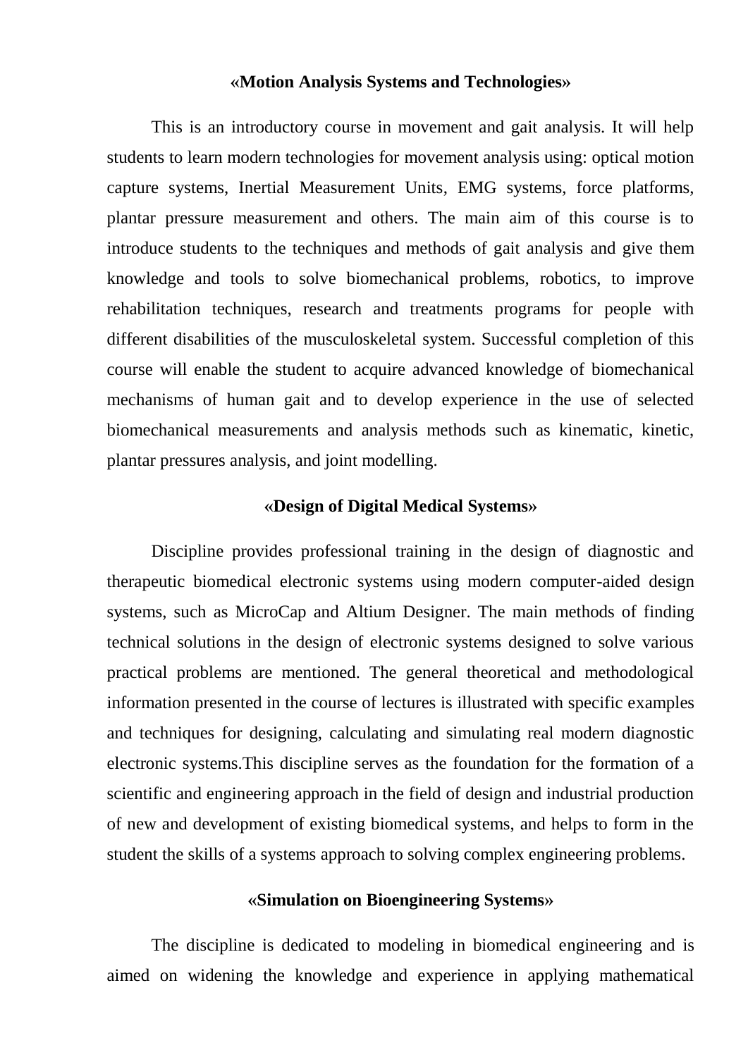**«Motion Analysis Systems and Technologies»**

This is an introductory course in movement and gait analysis. It will help students to learn modern technologies for movement analysis using: optical motion capture systems, Inertial Measurement Units, EMG systems, force platforms, plantar pressure measurement and others. The main aim of this course is to introduce students to the techniques and methods of gait analysis and give them knowledge and tools to solve biomechanical problems, robotics, to improve rehabilitation techniques, research and treatments programs for people with different disabilities of the musculoskeletal system. Successful completion of this course will enable the student to acquire advanced knowledge of biomechanical mechanisms of human gait and to develop experience in the use of selected biomechanical measurements and analysis methods such as kinematic, kinetic, plantar pressures analysis, and joint modelling.

**«Design of Digital Medical Systems»**

Discipline provides professional training in the design of diagnostic and therapeutic biomedical electronic systems using modern computer-aided design systems, such as MicroCap and Altium Designer. The main methods of finding technical solutions in the design of electronic systems designed to solve various practical problems are mentioned. The general theoretical and methodological information presented in the course of lectures is illustrated with specific examples and techniques for designing, calculating and simulating real modern diagnostic electronic systems.This discipline serves as the foundation for the formation of a scientific and engineering approach in the field of design and industrial production of new and development of existing biomedical systems, and helps to form in the student the skills of a systems approach to solving complex engineering problems.

**«Simulation on Bioengineering Systems»**

The discipline is dedicated to modeling in biomedical engineering and is aimed on widening the knowledge and experience in applying mathematical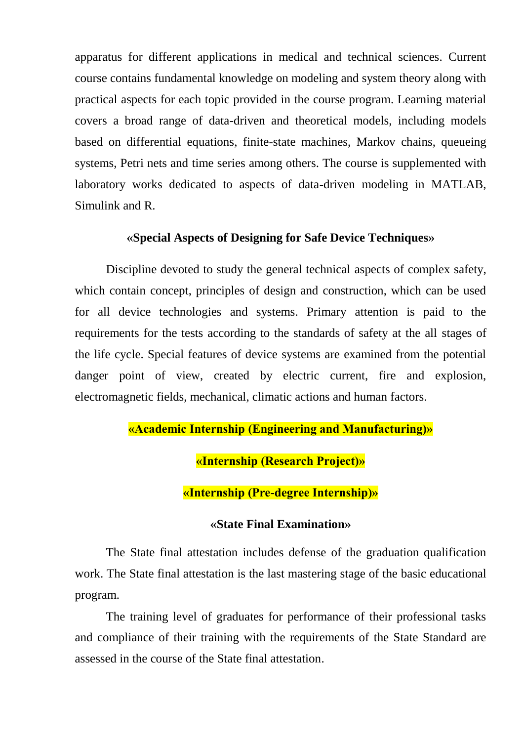apparatus for different applications in medical and technical sciences. Current course contains fundamental knowledge on modeling and system theory along with practical aspects for each topic provided in the course program. Learning material covers a broad range of data-driven and theoretical models, including models based on differential equations, finite-state machines, Markov chains, queueing systems, Petri nets and time series among others. The course is supplemented with laboratory works dedicated to aspects of data-driven modeling in MATLAB, Simulink and R.

**«Special Aspects of Designing for Safe Device Techniques»**

Discipline devoted to study the general technical aspects of complex safety, which contain concept, principles of design and construction, which can be used for all device technologies and systems. Primary attention is paid to the requirements for the tests according to the standards of safety at the all stages of the life cycle. Special features of device systems are examined from the potential danger point of view, created by electric current, fire and explosion, electromagnetic fields, mechanical, climatic actions and human factors.

**«Academic Internship (Engineering and Manufacturing)»**

**«Internship (Research Project)»**

**«Internship (Pre-degree Internship)»**

**«State Final Examination»**

The State final attestation includes defense of the graduation qualification work. The State final attestation is the last mastering stage of the basic educational program.

The training level of graduates for performance of their professional tasks and compliance of their training with the requirements of the State Standard are assessed in the course of the State final attestation.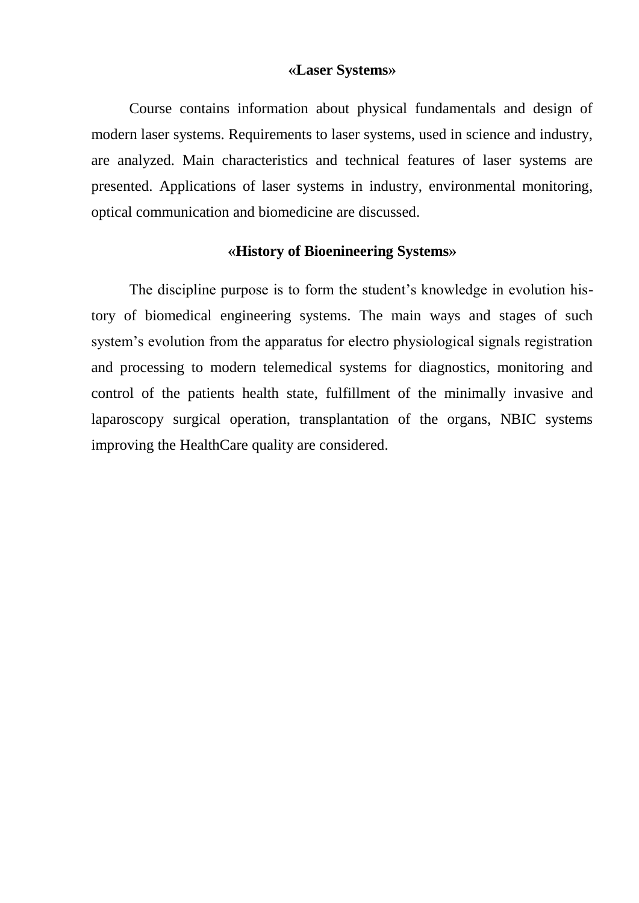**«Laser Systems»**

Course contains information about physical fundamentals and design of modern laser systems. Requirements to laser systems, used in science and industry, are analyzed. Main characteristics and technical features of laser systems are presented. Applications of laser systems in industry, environmental monitoring, optical communication and biomedicine are discussed.

**«History of Bioenineering Systems»**

The discipline purpose is to form the student's knowledge in evolution history of biomedical engineering systems. The main ways and stages of such system's evolution from the apparatus for electro physiological signals registration and processing to modern telemedical systems for diagnostics, monitoring and control of the patients health state, fulfillment of the minimally invasive and laparoscopy surgical operation, transplantation of the organs, NBIC systems improving the HealthCare quality are considered.